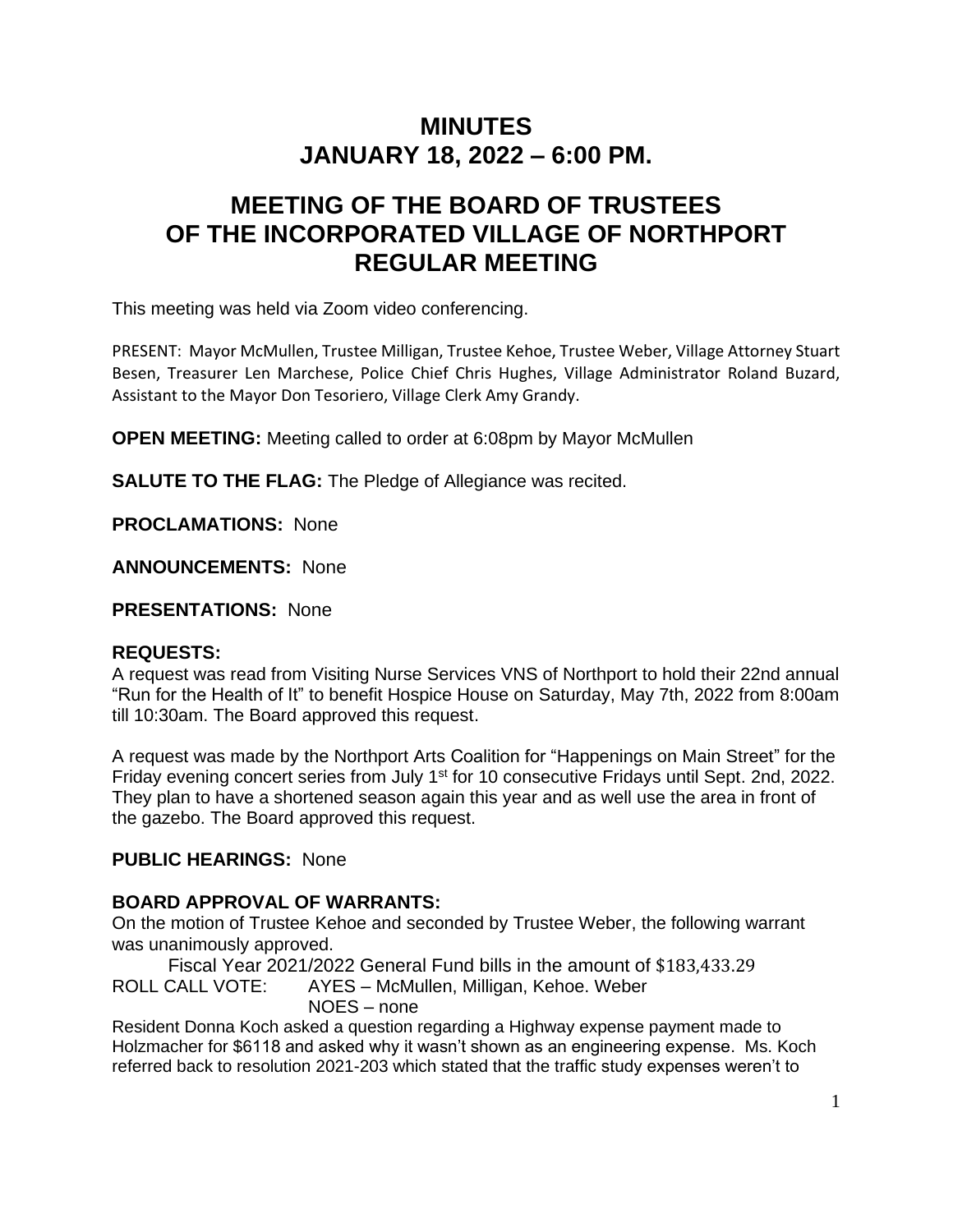# MINUTES
# JANUARY 18, 2022 – 6:00 PM.

## MEETING OF THE BOARD OF TRUSTEES OF THE INCORPORATED VILLAGE OF NORTHPORT REGULAR MEETING

This meeting was held via Zoom video conferencing.

PRESENT: Mayor McMullen, Trustee Milligan, Trustee Kehoe, Trustee Weber, Village Attorney Stuart Besen, Treasurer Len Marchese, Police Chief Chris Hughes, Village Administrator Roland Buzard, Assistant to the Mayor Don Tesoriero, Village Clerk Amy Grandy.

**OPEN MEETING:** Meeting called to order at 6:08pm by Mayor McMullen

**SALUTE TO THE FLAG:** The Pledge of Allegiance was recited.

**PROCLAMATIONS:** None

**ANNOUNCEMENTS:** None

**PRESENTATIONS:** None

**REQUESTS:**

A request was read from Visiting Nurse Services VNS of Northport to hold their 22nd annual "Run for the Health of It" to benefit Hospice House on Saturday, May 7th, 2022 from 8:00am till 10:30am. The Board approved this request.

A request was made by the Northport Arts Coalition for "Happenings on Main Street" for the Friday evening concert series from July 1st for 10 consecutive Fridays until Sept. 2nd, 2022. They plan to have a shortened season again this year and as well use the area in front of the gazebo. The Board approved this request.

**PUBLIC HEARINGS:** None

**BOARD APPROVAL OF WARRANTS:**

On the motion of Trustee Kehoe and seconded by Trustee Weber, the following warrant was unanimously approved.

Fiscal Year 2021/2022 General Fund bills in the amount of $183,433.29

ROLL CALL VOTE: AYES – McMullen, Milligan, Kehoe. Weber
NOES – none

Resident Donna Koch asked a question regarding a Highway expense payment made to Holzmacher for $6118 and asked why it wasn't shown as an engineering expense. Ms. Koch referred back to resolution 2021-203 which stated that the traffic study expenses weren't to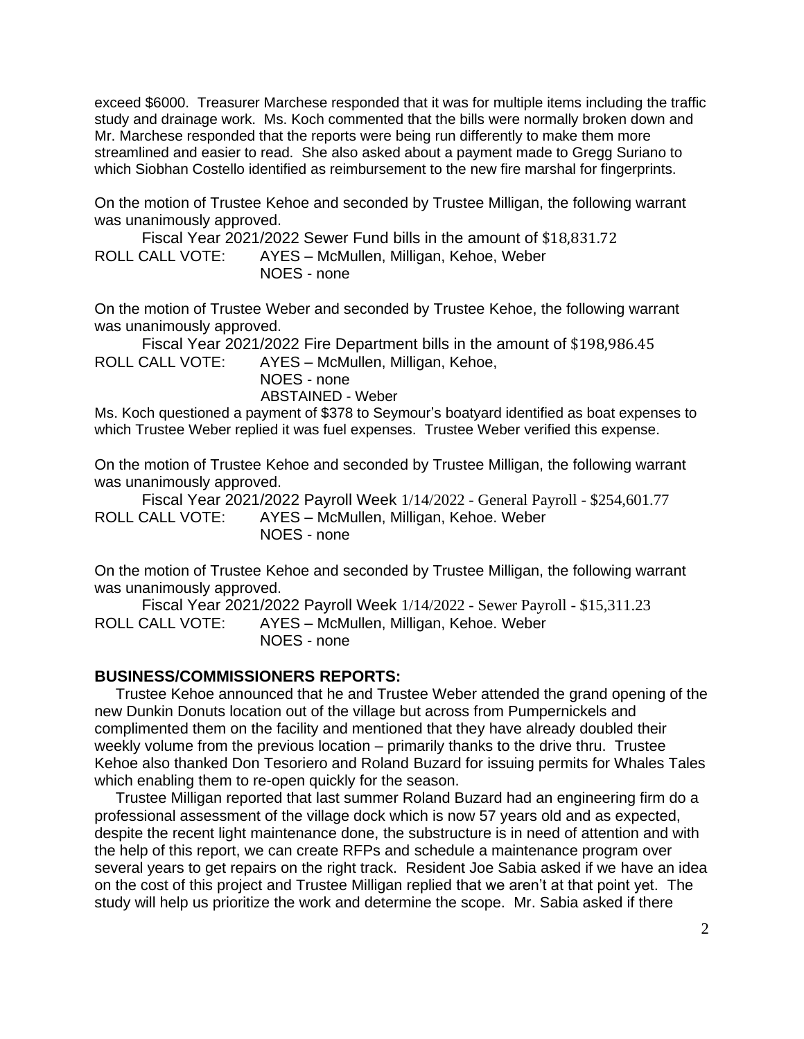exceed $6000. Treasurer Marchese responded that it was for multiple items including the traffic study and drainage work. Ms. Koch commented that the bills were normally broken down and Mr. Marchese responded that the reports were being run differently to make them more streamlined and easier to read. She also asked about a payment made to Gregg Suriano to which Siobhan Costello identified as reimbursement to the new fire marshal for fingerprints.

On the motion of Trustee Kehoe and seconded by Trustee Milligan, the following warrant was unanimously approved.

Fiscal Year 2021/2022 Sewer Fund bills in the amount of $18,831.72

ROLL CALL VOTE: AYES – McMullen, Milligan, Kehoe, Weber
NOES - none

On the motion of Trustee Weber and seconded by Trustee Kehoe, the following warrant was unanimously approved.

Fiscal Year 2021/2022 Fire Department bills in the amount of $198,986.45

ROLL CALL VOTE: AYES – McMullen, Milligan, Kehoe,
NOES - none
ABSTAINED - Weber

Ms. Koch questioned a payment of $378 to Seymour's boatyard identified as boat expenses to which Trustee Weber replied it was fuel expenses. Trustee Weber verified this expense.

On the motion of Trustee Kehoe and seconded by Trustee Milligan, the following warrant was unanimously approved.

Fiscal Year 2021/2022 Payroll Week 1/14/2022 - General Payroll - $254,601.77

ROLL CALL VOTE: AYES – McMullen, Milligan, Kehoe. Weber
NOES - none

On the motion of Trustee Kehoe and seconded by Trustee Milligan, the following warrant was unanimously approved.

Fiscal Year 2021/2022 Payroll Week 1/14/2022 - Sewer Payroll - $15,311.23

ROLL CALL VOTE: AYES – McMullen, Milligan, Kehoe. Weber
NOES - none

## BUSINESS/COMMISSIONERS REPORTS:

Trustee Kehoe announced that he and Trustee Weber attended the grand opening of the new Dunkin Donuts location out of the village but across from Pumpernickels and complimented them on the facility and mentioned that they have already doubled their weekly volume from the previous location – primarily thanks to the drive thru. Trustee Kehoe also thanked Don Tesoriero and Roland Buzard for issuing permits for Whales Tales which enabling them to re-open quickly for the season.

Trustee Milligan reported that last summer Roland Buzard had an engineering firm do a professional assessment of the village dock which is now 57 years old and as expected, despite the recent light maintenance done, the substructure is in need of attention and with the help of this report, we can create RFPs and schedule a maintenance program over several years to get repairs on the right track. Resident Joe Sabia asked if we have an idea on the cost of this project and Trustee Milligan replied that we aren't at that point yet. The study will help us prioritize the work and determine the scope. Mr. Sabia asked if there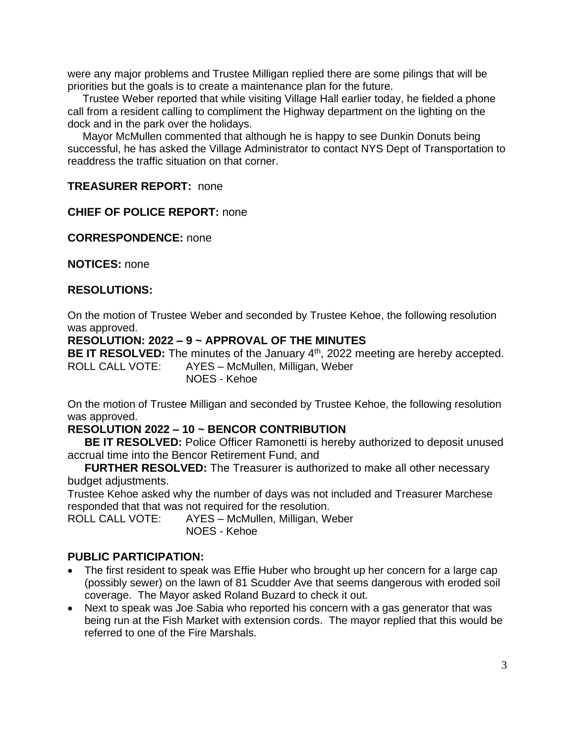were any major problems and Trustee Milligan replied there are some pilings that will be priorities but the goals is to create a maintenance plan for the future.

Trustee Weber reported that while visiting Village Hall earlier today, he fielded a phone call from a resident calling to compliment the Highway department on the lighting on the dock and in the park over the holidays.

Mayor McMullen commented that although he is happy to see Dunkin Donuts being successful, he has asked the Village Administrator to contact NYS Dept of Transportation to readdress the traffic situation on that corner.

**TREASURER REPORT:** none

**CHIEF OF POLICE REPORT:** none

**CORRESPONDENCE:** none

**NOTICES:** none

**RESOLUTIONS:**

On the motion of Trustee Weber and seconded by Trustee Kehoe, the following resolution was approved.

**RESOLUTION: 2022 – 9 ~ APPROVAL OF THE MINUTES**

**BE IT RESOLVED:** The minutes of the January 4th, 2022 meeting are hereby accepted.

ROLL CALL VOTE: AYES – McMullen, Milligan, Weber
NOES - Kehoe

On the motion of Trustee Milligan and seconded by Trustee Kehoe, the following resolution was approved.

**RESOLUTION 2022 – 10 ~ BENCOR CONTRIBUTION**

**BE IT RESOLVED:** Police Officer Ramonetti is hereby authorized to deposit unused accrual time into the Bencor Retirement Fund, and

**FURTHER RESOLVED:** The Treasurer is authorized to make all other necessary budget adjustments.

Trustee Kehoe asked why the number of days was not included and Treasurer Marchese responded that that was not required for the resolution.

ROLL CALL VOTE: AYES – McMullen, Milligan, Weber
NOES - Kehoe

**PUBLIC PARTICIPATION:**

- The first resident to speak was Effie Huber who brought up her concern for a large cap (possibly sewer) on the lawn of 81 Scudder Ave that seems dangerous with eroded soil coverage. The Mayor asked Roland Buzard to check it out.
- Next to speak was Joe Sabia who reported his concern with a gas generator that was being run at the Fish Market with extension cords. The mayor replied that this would be referred to one of the Fire Marshals.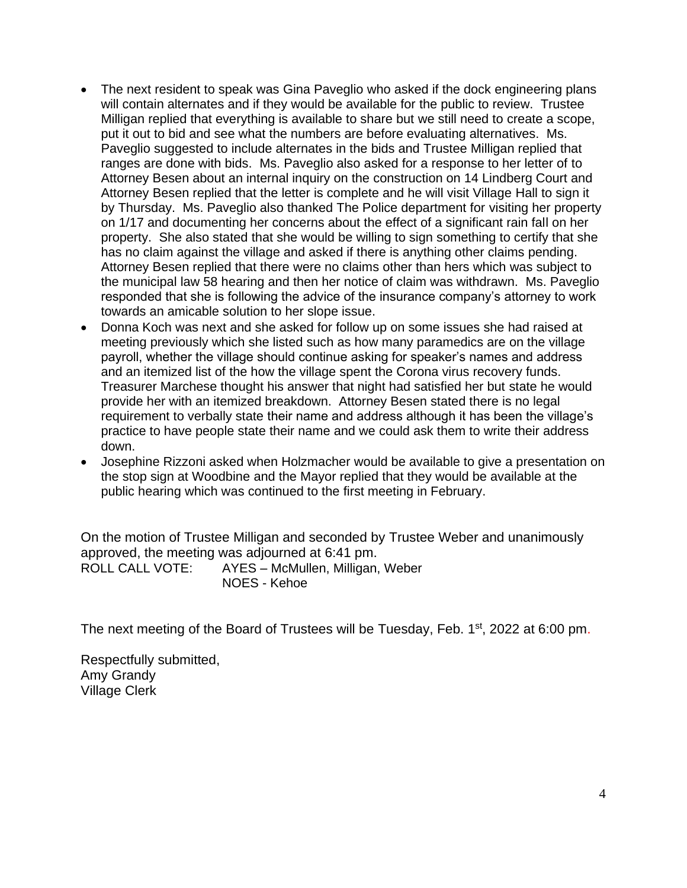- The next resident to speak was Gina Paveglio who asked if the dock engineering plans will contain alternates and if they would be available for the public to review. Trustee Milligan replied that everything is available to share but we still need to create a scope, put it out to bid and see what the numbers are before evaluating alternatives. Ms. Paveglio suggested to include alternates in the bids and Trustee Milligan replied that ranges are done with bids. Ms. Paveglio also asked for a response to her letter of to Attorney Besen about an internal inquiry on the construction on 14 Lindberg Court and Attorney Besen replied that the letter is complete and he will visit Village Hall to sign it by Thursday. Ms. Paveglio also thanked The Police department for visiting her property on 1/17 and documenting her concerns about the effect of a significant rain fall on her property. She also stated that she would be willing to sign something to certify that she has no claim against the village and asked if there is anything other claims pending. Attorney Besen replied that there were no claims other than hers which was subject to the municipal law 58 hearing and then her notice of claim was withdrawn. Ms. Paveglio responded that she is following the advice of the insurance company's attorney to work towards an amicable solution to her slope issue.
- Donna Koch was next and she asked for follow up on some issues she had raised at meeting previously which she listed such as how many paramedics are on the village payroll, whether the village should continue asking for speaker's names and address and an itemized list of the how the village spent the Corona virus recovery funds. Treasurer Marchese thought his answer that night had satisfied her but state he would provide her with an itemized breakdown. Attorney Besen stated there is no legal requirement to verbally state their name and address although it has been the village's practice to have people state their name and we could ask them to write their address down.
- Josephine Rizzoni asked when Holzmacher would be available to give a presentation on the stop sign at Woodbine and the Mayor replied that they would be available at the public hearing which was continued to the first meeting in February.

On the motion of Trustee Milligan and seconded by Trustee Weber and unanimously approved, the meeting was adjourned at 6:41 pm.

ROLL CALL VOTE: AYES – McMullen, Milligan, Weber
NOES - Kehoe

The next meeting of the Board of Trustees will be Tuesday, Feb. 1st, 2022 at 6:00 pm.

Respectfully submitted,
Amy Grandy
Village Clerk